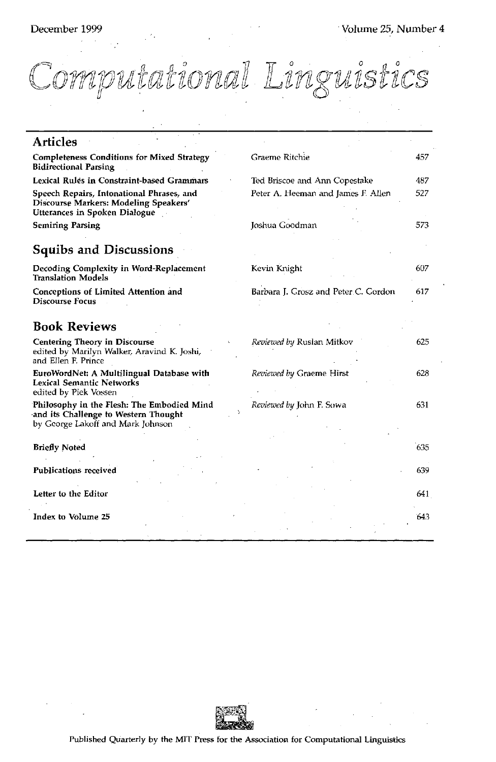December 1999 Volume 25, Number 4

# Computational Linguistics

## Articles

| | | |
|---|---|---|
| **Completeness Conditions for Mixed Strategy Bidirectional Parsing** | Graeme Ritchie | 457 |
| **Lexical Rules in Constraint-based Grammars** | Ted Briscoe and Ann Copestake | 487 |
| **Speech Repairs, Intonational Phrases, and Discourse Markers: Modeling Speakers' Utterances in Spoken Dialogue** | Peter A. Heeman and James F. Allen | 527 |
| **Semiring Parsing** | Joshua Goodman | 573 |

## Squibs and Discussions

| | | |
|---|---|---|
| **Decoding Complexity in Word-Replacement Translation Models** | Kevin Knight | 607 |
| **Conceptions of Limited Attention and Discourse Focus** | Barbara J. Grosz and Peter C. Gordon | 617 |

## Book Reviews

| | | |
|---|---|---|
| **Centering Theory in Discourse** edited by Marilyn Walker, Aravind K. Joshi, and Ellen F. Prince | *Reviewed by* Ruslan Mitkov | 625 |
| **EuroWordNet: A Multilingual Database with Lexical Semantic Networks** edited by Piek Vossen | *Reviewed by* Graeme Hirst | 628 |
| **Philosophy in the Flesh: The Embodied Mind and its Challenge to Western Thought** by George Lakoff and Mark Johnson | *Reviewed by* John F. Sowa | 631 |

| | |
|---|---|
| **Briefly Noted** | 635 |
| **Publications received** | 639 |
| **Letter to the Editor** | 641 |
| **Index to Volume 25** | 643 |

Published Quarterly by the MIT Press for the Association for Computational Linguistics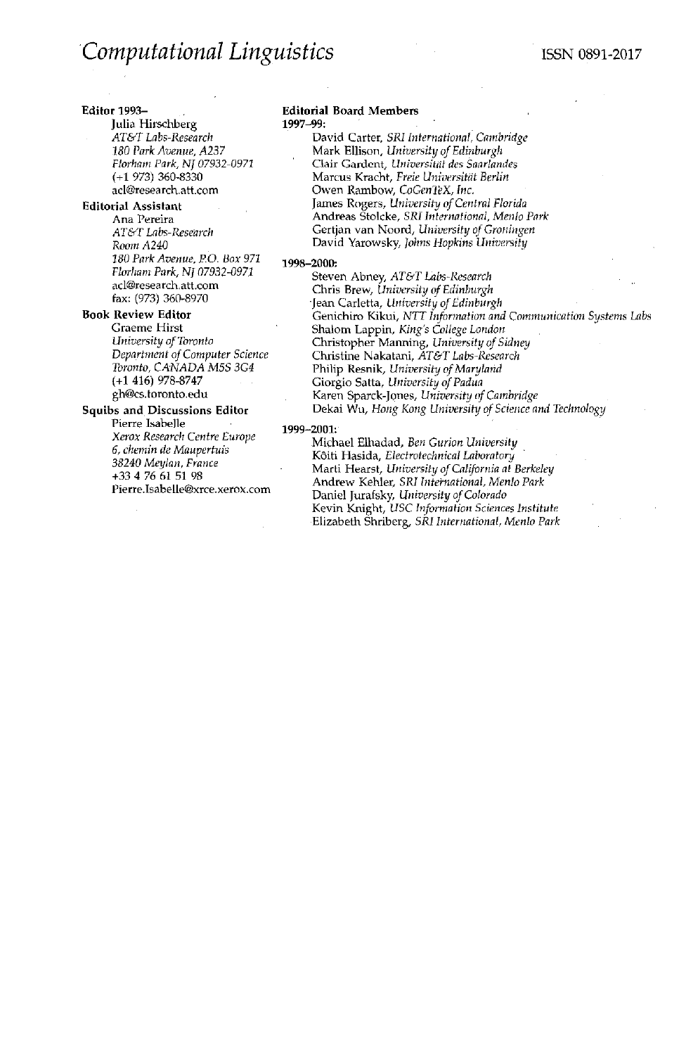# *Computational Linguistics*

ISSN 0891-2017

**Editor 1993–**

Julia Hirschberg
*AT&T Labs-Research*
*180 Park Avenue, A237*
*Florham Park, NJ 07932-0971*
(+1 973) 360-8330
acl@research.att.com

**Editorial Assistant**

Ana Pereira
*AT&T Labs-Research*
*Room A240*
*180 Park Avenue, P.O. Box 971*
*Florham Park, NJ 07932-0971*
acl@research.att.com
fax: (973) 360-8970

**Book Review Editor**

Graeme Hirst
*University of Toronto*
*Department of Computer Science*
*Toronto, CANADA M5S 3G4*
(+1 416) 978-8747
gh@cs.toronto.edu

**Squibs and Discussions Editor**

Pierre Isabelle
*Xerox Research Centre Europe*
*6, chemin de Maupertuis*
*38240 Meylan, France*
+33 4 76 61 51 98
Pierre.Isabelle@xrce.xerox.com

**Editorial Board Members**

**1997–99:**

David Carter, *SRI International, Cambridge*
Mark Ellison, *University of Edinburgh*
Clair Gardent, *Universität des Saarlandes*
Marcus Kracht, *Freie Universität Berlin*
Owen Rambow, *CoGenTeX, Inc.*
James Rogers, *University of Central Florida*
Andreas Stolcke, *SRI International, Menlo Park*
Gertjan van Noord, *University of Groningen*
David Yarowsky, *Johns Hopkins University*

**1998–2000:**

Steven Abney, *AT&T Labs-Research*
Chris Brew, *University of Edinburgh*
Jean Carletta, *University of Edinburgh*
Genichiro Kikui, *NTT Information and Communication Systems Labs*
Shalom Lappin, *King's College London*
Christopher Manning, *University of Sidney*
Christine Nakatani, *AT&T Labs-Research*
Philip Resnik, *University of Maryland*
Giorgio Satta, *University of Padua*
Karen Sparck-Jones, *University of Cambridge*
Dekai Wu, *Hong Kong University of Science and Technology*

**1999–2001:**

Michael Elhadad, *Ben Gurion University*
Kôiti Hasida, *Electrotechnical Laboratory*
Marti Hearst, *University of California at Berkeley*
Andrew Kehler, *SRI International, Menlo Park*
Daniel Jurafsky, *University of Colorado*
Kevin Knight, *USC Information Sciences Institute*
Elizabeth Shriberg, *SRI International, Menlo Park*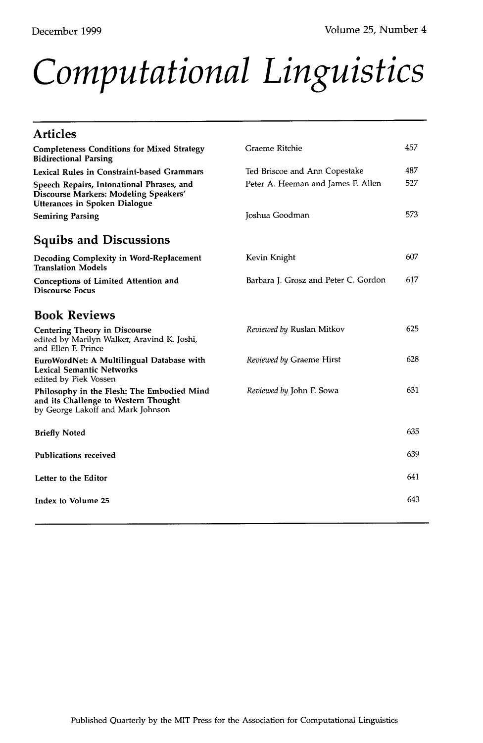December 1999 Volume 25, Number 4

# Computational Linguistics

## Articles

| | | |
|---|---|---|
| **Completeness Conditions for Mixed Strategy Bidirectional Parsing** | Graeme Ritchie | 457 |
| **Lexical Rules in Constraint-based Grammars** | Ted Briscoe and Ann Copestake | 487 |
| **Speech Repairs, Intonational Phrases, and Discourse Markers: Modeling Speakers' Utterances in Spoken Dialogue** | Peter A. Heeman and James F. Allen | 527 |
| **Semiring Parsing** | Joshua Goodman | 573 |

## Squibs and Discussions

| | | |
|---|---|---|
| **Decoding Complexity in Word-Replacement Translation Models** | Kevin Knight | 607 |
| **Conceptions of Limited Attention and Discourse Focus** | Barbara J. Grosz and Peter C. Gordon | 617 |

## Book Reviews

| | | |
|---|---|---|
| **Centering Theory in Discourse** edited by Marilyn Walker, Aravind K. Joshi, and Ellen F. Prince | *Reviewed by* Ruslan Mitkov | 625 |
| **EuroWordNet: A Multilingual Database with Lexical Semantic Networks** edited by Piek Vossen | *Reviewed by* Graeme Hirst | 628 |
| **Philosophy in the Flesh: The Embodied Mind and its Challenge to Western Thought** by George Lakoff and Mark Johnson | *Reviewed by* John F. Sowa | 631 |

| | |
|---|---|
| **Briefly Noted** | 635 |
| **Publications received** | 639 |
| **Letter to the Editor** | 641 |
| **Index to Volume 25** | 643 |

Published Quarterly by the MIT Press for the Association for Computational Linguistics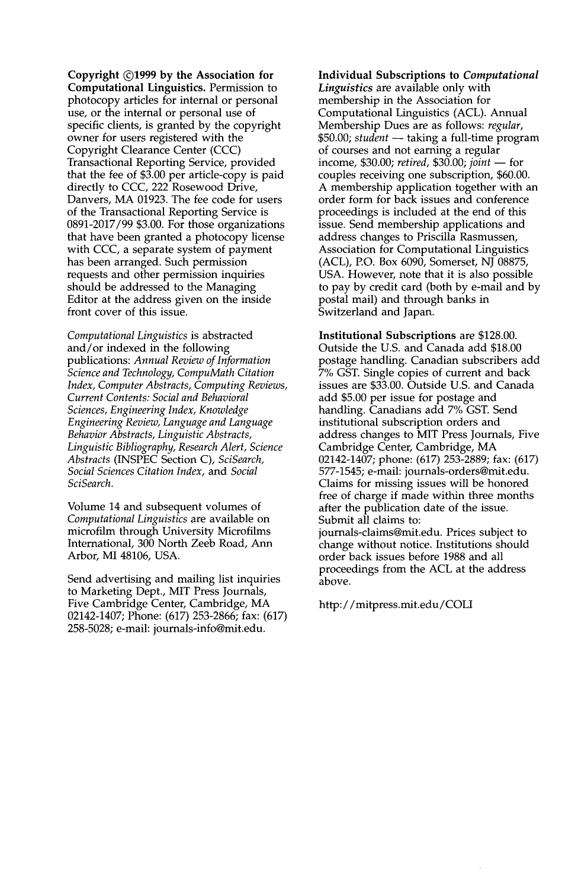**Copyright ©1999 by the Association for Computational Linguistics.** Permission to photocopy articles for internal or personal use, or the internal or personal use of specific clients, is granted by the copyright owner for users registered with the Copyright Clearance Center (CCC) Transactional Reporting Service, provided that the fee of $3.00 per article-copy is paid directly to CCC, 222 Rosewood Drive, Danvers, MA 01923. The fee code for users of the Transactional Reporting Service is 0891-2017/99 $3.00. For those organizations that have been granted a photocopy license with CCC, a separate system of payment has been arranged. Such permission requests and other permission inquiries should be addressed to the Managing Editor at the address given on the inside front cover of this issue.

*Computational Linguistics* is abstracted and/or indexed in the following publications: *Annual Review of Information Science and Technology, CompuMath Citation Index, Computer Abstracts, Computing Reviews, Current Contents: Social and Behavioral Sciences, Engineering Index, Knowledge Engineering Review, Language and Language Behavior Abstracts, Linguistic Abstracts, Linguistic Bibliography, Research Alert, Science Abstracts* (INSPEC Section C), *SciSearch, Social Sciences Citation Index,* and *Social SciSearch.*

Volume 14 and subsequent volumes of *Computational Linguistics* are available on microfilm through University Microfilms International, 300 North Zeeb Road, Ann Arbor, MI 48106, USA.

Send advertising and mailing list inquiries to Marketing Dept., MIT Press Journals, Five Cambridge Center, Cambridge, MA 02142-1407; Phone: (617) 253-2866; fax: (617) 258-5028; e-mail: journals-info@mit.edu.

**Individual Subscriptions to *Computational Linguistics*** are available only with membership in the Association for Computational Linguistics (ACL). Annual Membership Dues are as follows: *regular*, $50.00; *student* — taking a full-time program of courses and not earning a regular income, $30.00; *retired*, $30.00; *joint* — for couples receiving one subscription, $60.00. A membership application together with an order form for back issues and conference proceedings is included at the end of this issue. Send membership applications and address changes to Priscilla Rasmussen, Association for Computational Linguistics (ACL), P.O. Box 6090, Somerset, NJ 08875, USA. However, note that it is also possible to pay by credit card (both by e-mail and by postal mail) and through banks in Switzerland and Japan.

**Institutional Subscriptions** are $128.00. Outside the U.S. and Canada add $18.00 postage handling. Canadian subscribers add 7% GST. Single copies of current and back issues are $33.00. Outside U.S. and Canada add $5.00 per issue for postage and handling. Canadians add 7% GST. Send institutional subscription orders and address changes to MIT Press Journals, Five Cambridge Center, Cambridge, MA 02142-1407; phone: (617) 253-2889; fax: (617) 577-1545; e-mail: journals-orders@mit.edu. Claims for missing issues will be honored free of charge if made within three months after the publication date of the issue. Submit all claims to: journals-claims@mit.edu. Prices subject to change without notice. Institutions should order back issues before 1988 and all proceedings from the ACL at the address above.

http://mitpress.mit.edu/COLI